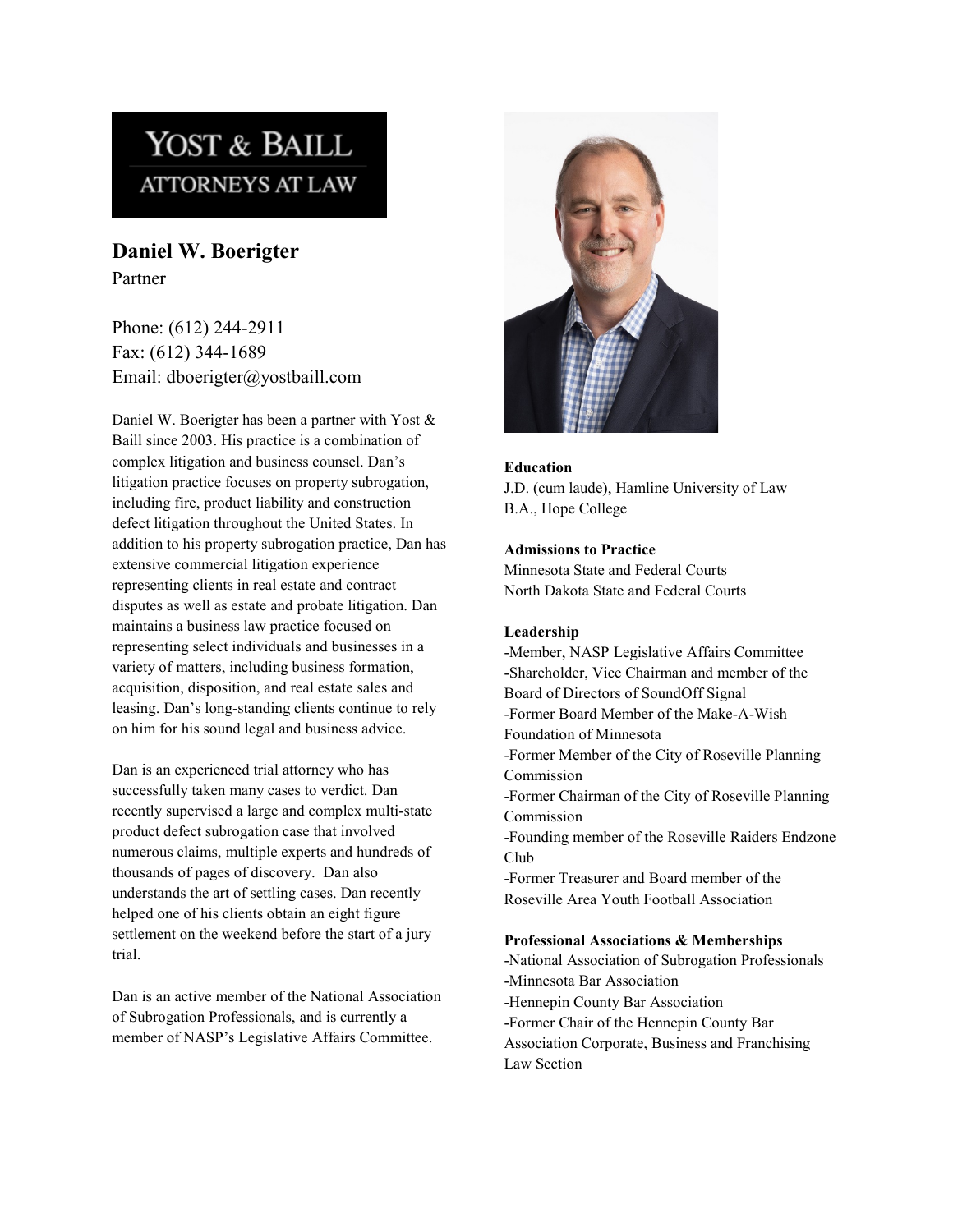YOST & BAILL
ATTORNEYS AT LAW

## Daniel W. Boerigter

Partner

Phone: (612) 244-2911
Fax: (612) 344-1689
Email: dboerigter@yostbaill.com

Daniel W. Boerigter has been a partner with Yost & Baill since 2003. His practice is a combination of complex litigation and business counsel. Dan's litigation practice focuses on property subrogation, including fire, product liability and construction defect litigation throughout the United States. In addition to his property subrogation practice, Dan has extensive commercial litigation experience representing clients in real estate and contract disputes as well as estate and probate litigation. Dan maintains a business law practice focused on representing select individuals and businesses in a variety of matters, including business formation, acquisition, disposition, and real estate sales and leasing. Dan's long-standing clients continue to rely on him for his sound legal and business advice.

Dan is an experienced trial attorney who has successfully taken many cases to verdict. Dan recently supervised a large and complex multi-state product defect subrogation case that involved numerous claims, multiple experts and hundreds of thousands of pages of discovery. Dan also understands the art of settling cases. Dan recently helped one of his clients obtain an eight figure settlement on the weekend before the start of a jury trial.

Dan is an active member of the National Association of Subrogation Professionals, and is currently a member of NASP's Legislative Affairs Committee.

**Education**

J.D. (cum laude), Hamline University of Law
B.A., Hope College

**Admissions to Practice**

Minnesota State and Federal Courts
North Dakota State and Federal Courts

**Leadership**

-Member, NASP Legislative Affairs Committee
-Shareholder, Vice Chairman and member of the Board of Directors of SoundOff Signal
-Former Board Member of the Make-A-Wish Foundation of Minnesota
-Former Member of the City of Roseville Planning Commission
-Former Chairman of the City of Roseville Planning Commission
-Founding member of the Roseville Raiders Endzone Club
-Former Treasurer and Board member of the Roseville Area Youth Football Association

**Professional Associations & Memberships**

-National Association of Subrogation Professionals
-Minnesota Bar Association
-Hennepin County Bar Association
-Former Chair of the Hennepin County Bar Association Corporate, Business and Franchising Law Section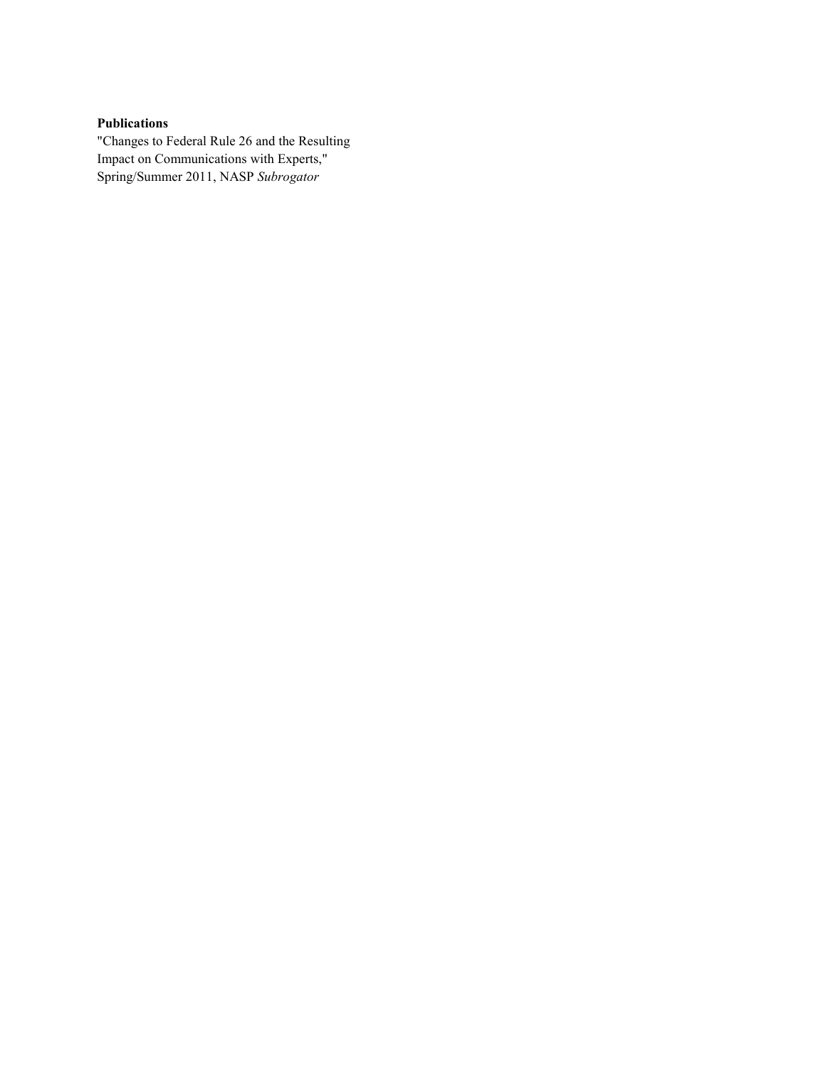**Publications**

"Changes to Federal Rule 26 and the Resulting Impact on Communications with Experts," Spring/Summer 2011, NASP *Subrogator*